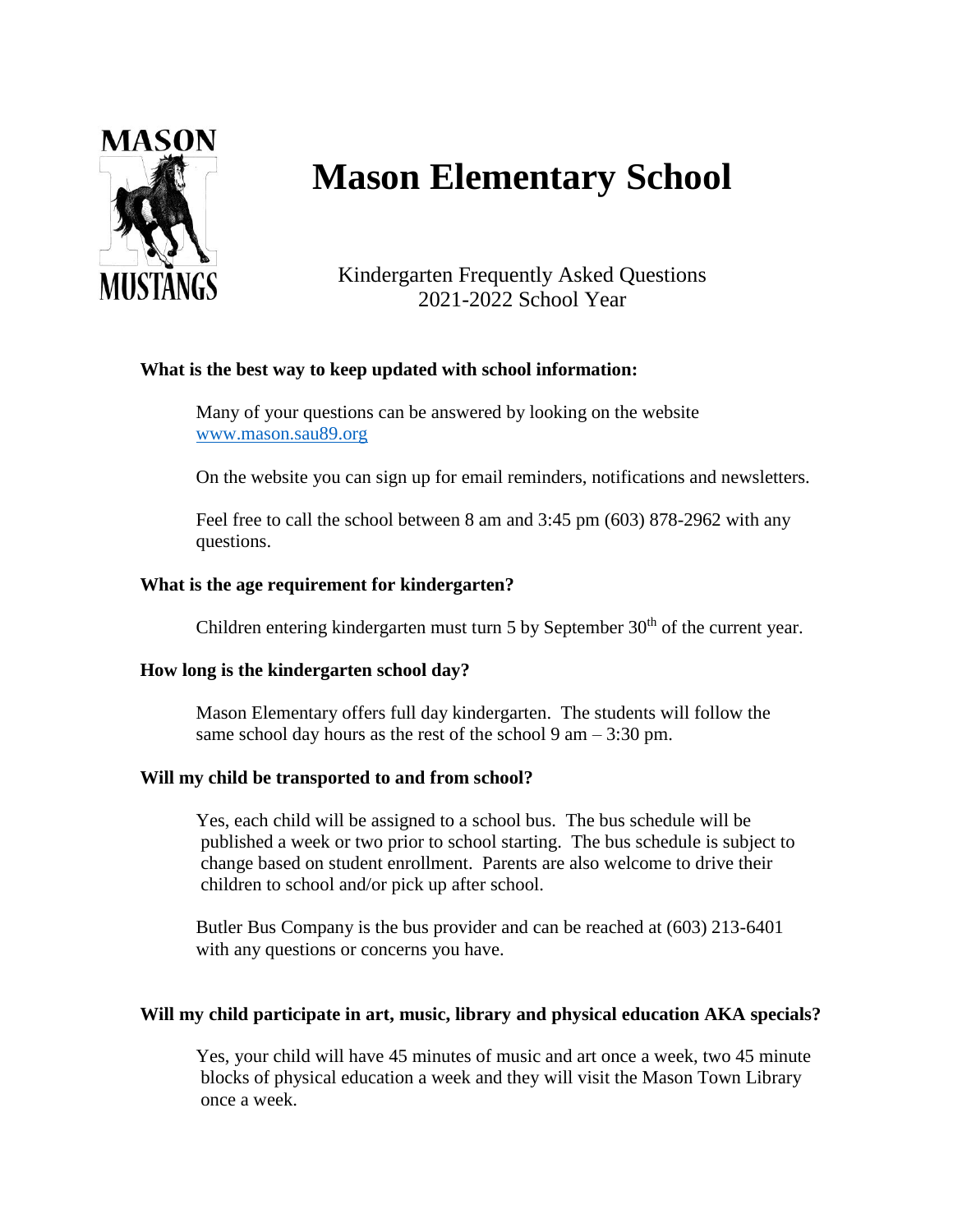# Mason Elementary School

Kindergarten Frequently Asked Questions
2021-2022 School Year

**What is the best way to keep updated with school information:**

Many of your questions can be answered by looking on the website www.mason.sau89.org

On the website you can sign up for email reminders, notifications and newsletters.

Feel free to call the school between 8 am and 3:45 pm (603) 878-2962 with any questions.

**What is the age requirement for kindergarten?**

Children entering kindergarten must turn 5 by September 30th of the current year.

**How long is the kindergarten school day?**

Mason Elementary offers full day kindergarten. The students will follow the same school day hours as the rest of the school 9 am – 3:30 pm.

**Will my child be transported to and from school?**

Yes, each child will be assigned to a school bus. The bus schedule will be published a week or two prior to school starting. The bus schedule is subject to change based on student enrollment. Parents are also welcome to drive their children to school and/or pick up after school.

Butler Bus Company is the bus provider and can be reached at (603) 213-6401 with any questions or concerns you have.

**Will my child participate in art, music, library and physical education AKA specials?**

Yes, your child will have 45 minutes of music and art once a week, two 45 minute blocks of physical education a week and they will visit the Mason Town Library once a week.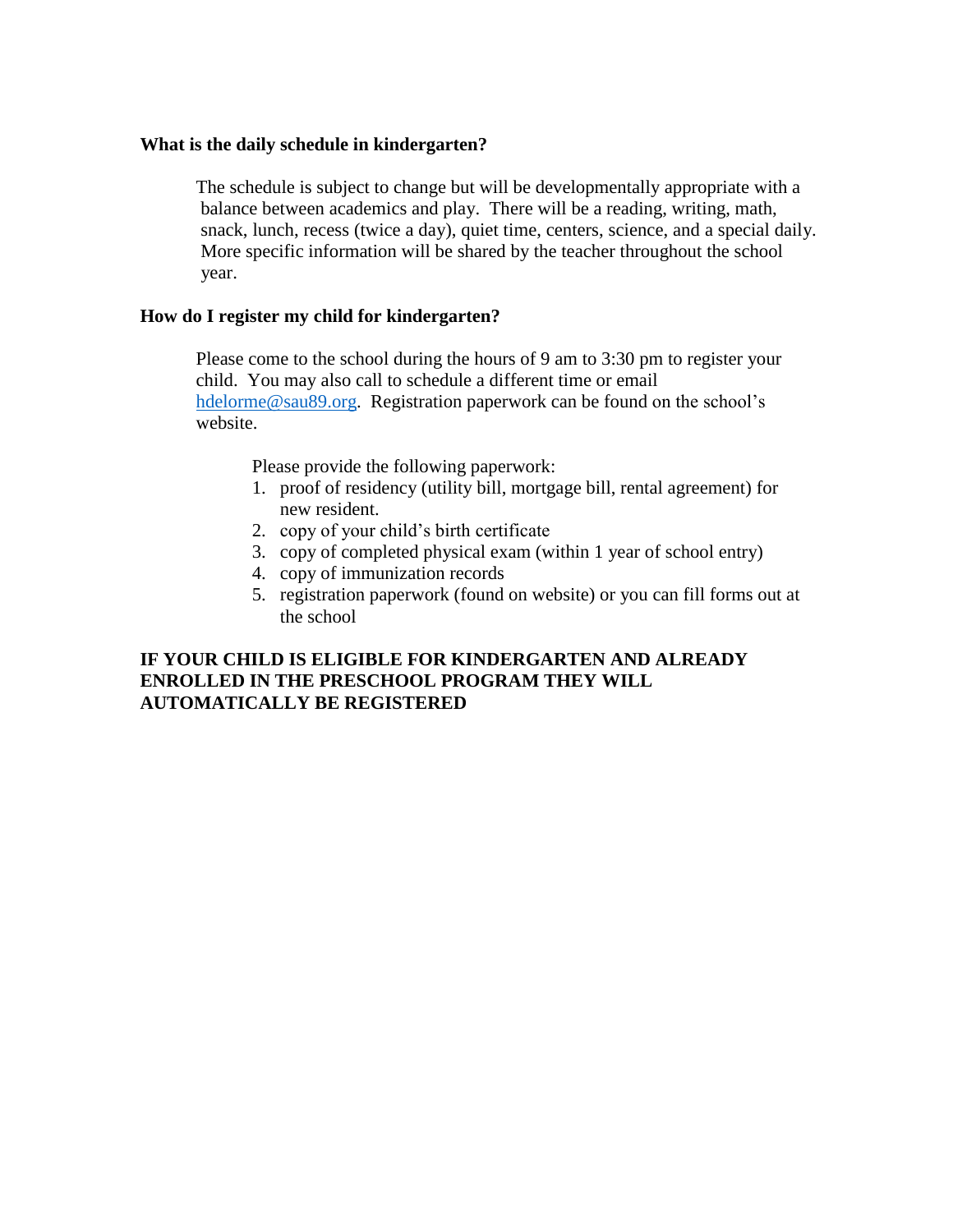**What is the daily schedule in kindergarten?**

The schedule is subject to change but will be developmentally appropriate with a balance between academics and play. There will be a reading, writing, math, snack, lunch, recess (twice a day), quiet time, centers, science, and a special daily. More specific information will be shared by the teacher throughout the school year.

**How do I register my child for kindergarten?**

Please come to the school during the hours of 9 am to 3:30 pm to register your child. You may also call to schedule a different time or email hdelorme@sau89.org. Registration paperwork can be found on the school's website.

Please provide the following paperwork:

1. proof of residency (utility bill, mortgage bill, rental agreement) for new resident.
2. copy of your child's birth certificate
3. copy of completed physical exam (within 1 year of school entry)
4. copy of immunization records
5. registration paperwork (found on website) or you can fill forms out at the school

**IF YOUR CHILD IS ELIGIBLE FOR KINDERGARTEN AND ALREADY ENROLLED IN THE PRESCHOOL PROGRAM THEY WILL AUTOMATICALLY BE REGISTERED**